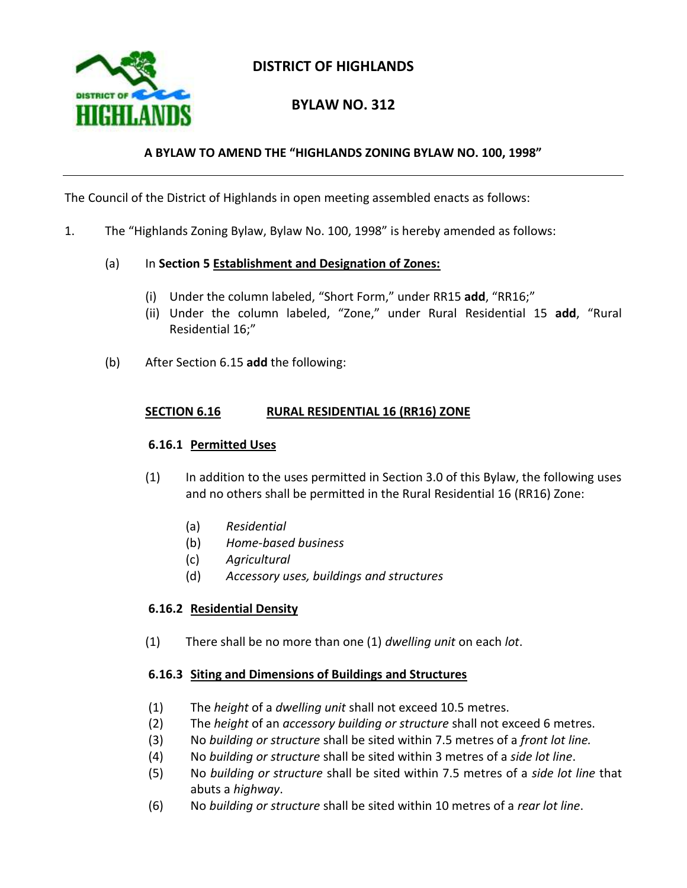# DISTRICT OF HIGHLANDS

## BYLAW NO. 312

### A BYLAW TO AMEND THE "HIGHLANDS ZONING BYLAW NO. 100, 1998"

---

The Council of the District of Highlands in open meeting assembled enacts as follows:

1. The "Highlands Zoning Bylaw, Bylaw No. 100, 1998" is hereby amended as follows:

   (a) In **Section 5 Establishment and Designation of Zones:**

   - (i) Under the column labeled, "Short Form," under RR15 **add**, "RR16;"
   - (ii) Under the column labeled, "Zone," under Rural Residential 15 **add**, "Rural Residential 16;"

   (b) After Section 6.15 **add** the following:

**SECTION 6.16 RURAL RESIDENTIAL 16 (RR16) ZONE**

**6.16.1 Permitted Uses**

(1) In addition to the uses permitted in Section 3.0 of this Bylaw, the following uses and no others shall be permitted in the Rural Residential 16 (RR16) Zone:

- (a) *Residential*
- (b) *Home-based business*
- (c) *Agricultural*
- (d) *Accessory uses, buildings and structures*

**6.16.2 Residential Density**

(1) There shall be no more than one (1) *dwelling unit* on each *lot*.

**6.16.3 Siting and Dimensions of Buildings and Structures**

(1) The *height* of a *dwelling unit* shall not exceed 10.5 metres.

(2) The *height* of an *accessory building or structure* shall not exceed 6 metres.

(3) No *building or structure* shall be sited within 7.5 metres of a *front lot line.*

(4) No *building or structure* shall be sited within 3 metres of a *side lot line*.

(5) No *building or structure* shall be sited within 7.5 metres of a *side lot line* that abuts a *highway*.

(6) No *building or structure* shall be sited within 10 metres of a *rear lot line*.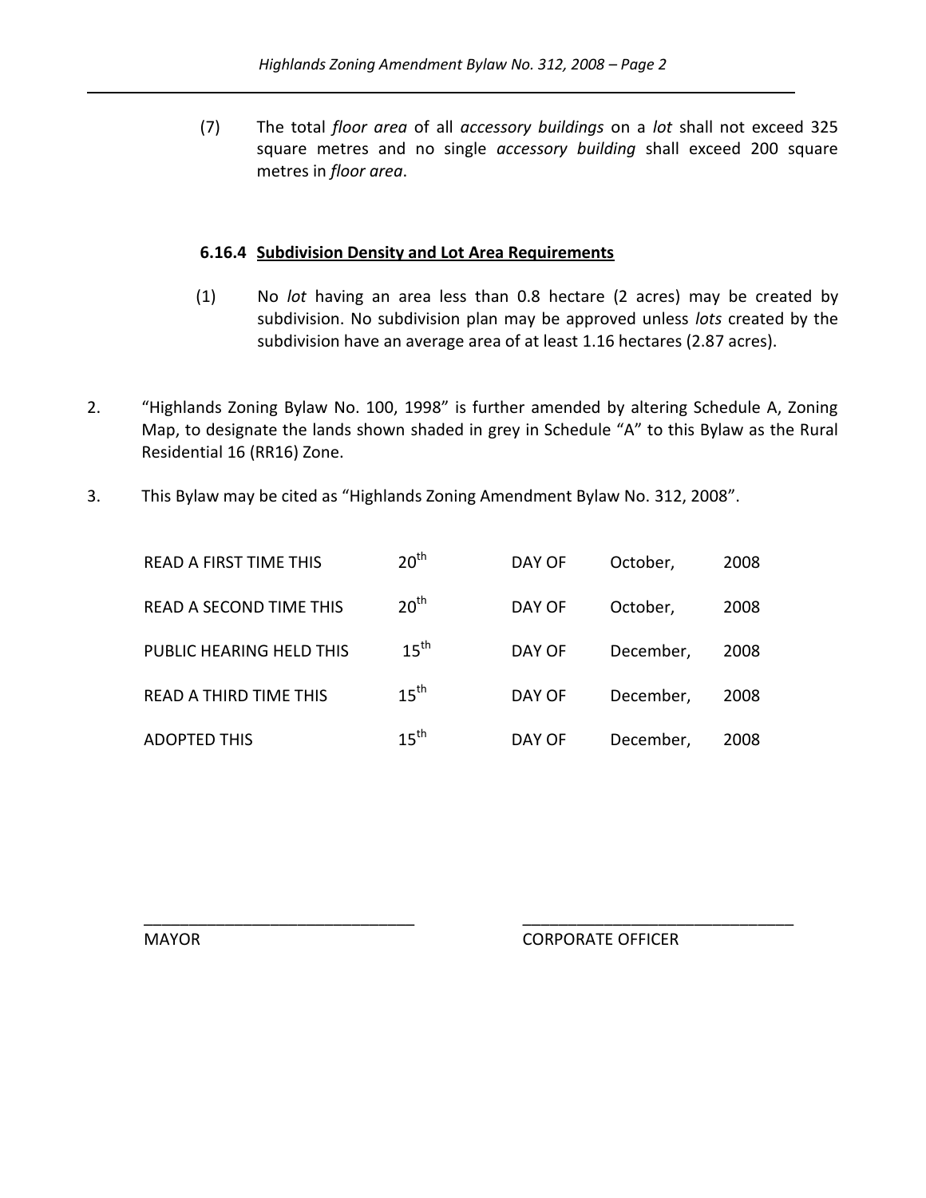(7) The total *floor area* of all *accessory buildings* on a *lot* shall not exceed 325 square metres and no single *accessory building* shall exceed 200 square metres in *floor area*.

**6.16.4 Subdivision Density and Lot Area Requirements**

(1) No *lot* having an area less than 0.8 hectare (2 acres) may be created by subdivision. No subdivision plan may be approved unless *lots* created by the subdivision have an average area of at least 1.16 hectares (2.87 acres).

2. "Highlands Zoning Bylaw No. 100, 1998" is further amended by altering Schedule A, Zoning Map, to designate the lands shown shaded in grey in Schedule "A" to this Bylaw as the Rural Residential 16 (RR16) Zone.

3. This Bylaw may be cited as "Highlands Zoning Amendment Bylaw No. 312, 2008".

| | | | | |
|---|---|---|---|---|
| READ A FIRST TIME THIS | 20th | DAY OF | October, | 2008 |
| READ A SECOND TIME THIS | 20th | DAY OF | October, | 2008 |
| PUBLIC HEARING HELD THIS | 15th | DAY OF | December, | 2008 |
| READ A THIRD TIME THIS | 15th | DAY OF | December, | 2008 |
| ADOPTED THIS | 15th | DAY OF | December, | 2008 |

_____________________________ MAYOR

_____________________________ CORPORATE OFFICER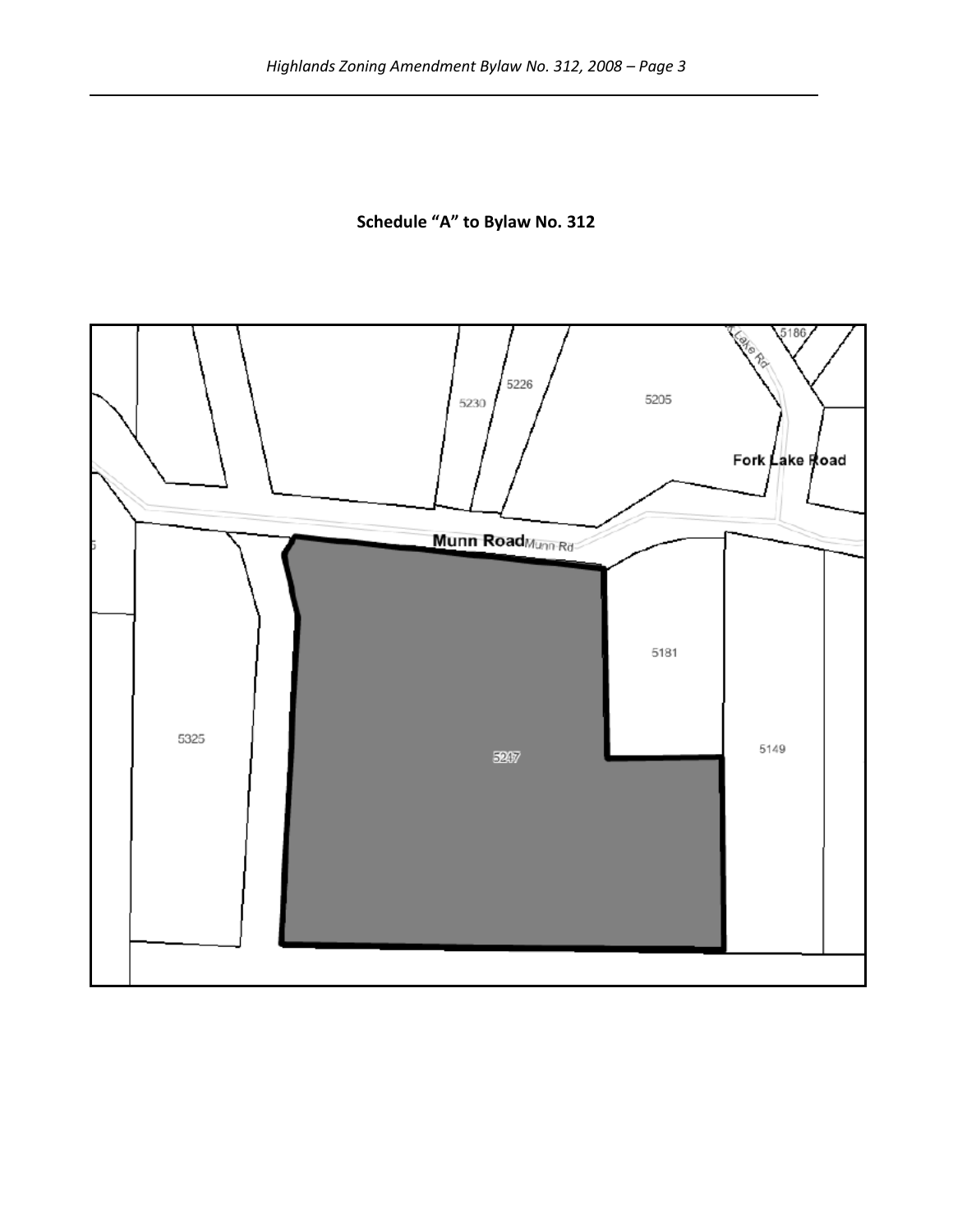**Schedule "A" to Bylaw No. 312**

5186

Lake Rd

5226

5230

5205

Fork Lake Road

Munn Road Munn Rd

5181

5325

5247

5149